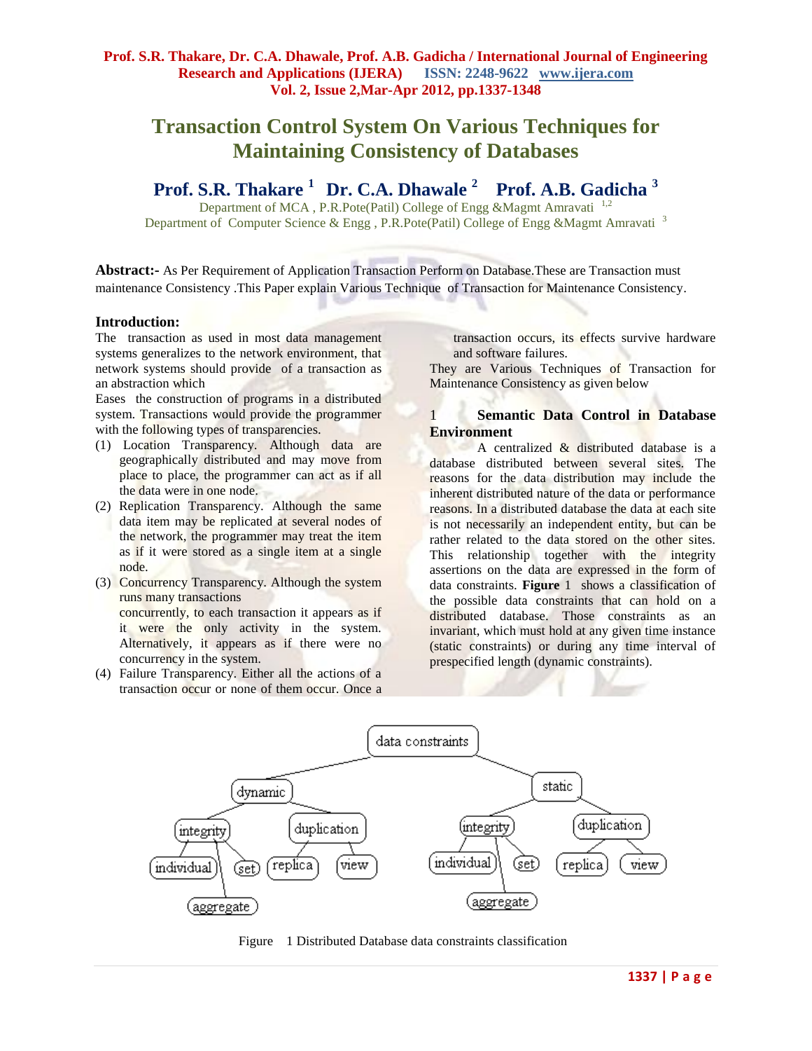# Transaction Control System On Various Techniques for Maintaining Consistency of Databases

**Prof. S.R. Thakare [1]   Dr. C.A. Dhawale [2]   Prof. A.B. Gadicha [3]**

Department of MCA , P.R.Pote(Patil) College of Engg &Magmt Amravati [1,2]
Department of Computer Science & Engg , P.R.Pote(Patil) College of Engg &Magmt Amravati [3]

**Abstract:-** As Per Requirement of Application Transaction Perform on Database.These are Transaction must maintenance Consistency .This Paper explain Various Technique of Transaction for Maintenance Consistency.

## Introduction:

The transaction as used in most data management systems generalizes to the network environment, that network systems should provide of a transaction as an abstraction which

Eases the construction of programs in a distributed system. Transactions would provide the programmer with the following types of transparencies.

(1) Location Transparency. Although data are geographically distributed and may move from place to place, the programmer can act as if all the data were in one node.

(2) Replication Transparency. Although the same data item may be replicated at several nodes of the network, the programmer may treat the item as if it were stored as a single item at a single node.

(3) Concurrency Transparency. Although the system runs many transactions concurrently, to each transaction it appears as if it were the only activity in the system. Alternatively, it appears as if there were no concurrency in the system.

(4) Failure Transparency. Either all the actions of a transaction occur or none of them occur. Once a transaction occurs, its effects survive hardware and software failures.

They are Various Techniques of Transaction for Maintenance Consistency as given below

## 1 Semantic Data Control in Database Environment

A centralized & distributed database is a database distributed between several sites. The reasons for the data distribution may include the inherent distributed nature of the data or performance reasons. In a distributed database the data at each site is not necessarily an independent entity, but can be rather related to the data stored on the other sites. This relationship together with the integrity assertions on the data are expressed in the form of data constraints. **Figure** 1 shows a classification of the possible data constraints that can hold on a distributed database. Those constraints as an invariant, which must hold at any given time instance (static constraints) or during any time interval of prespecified length (dynamic constraints).

Figure 1 Distributed Database data constraints classification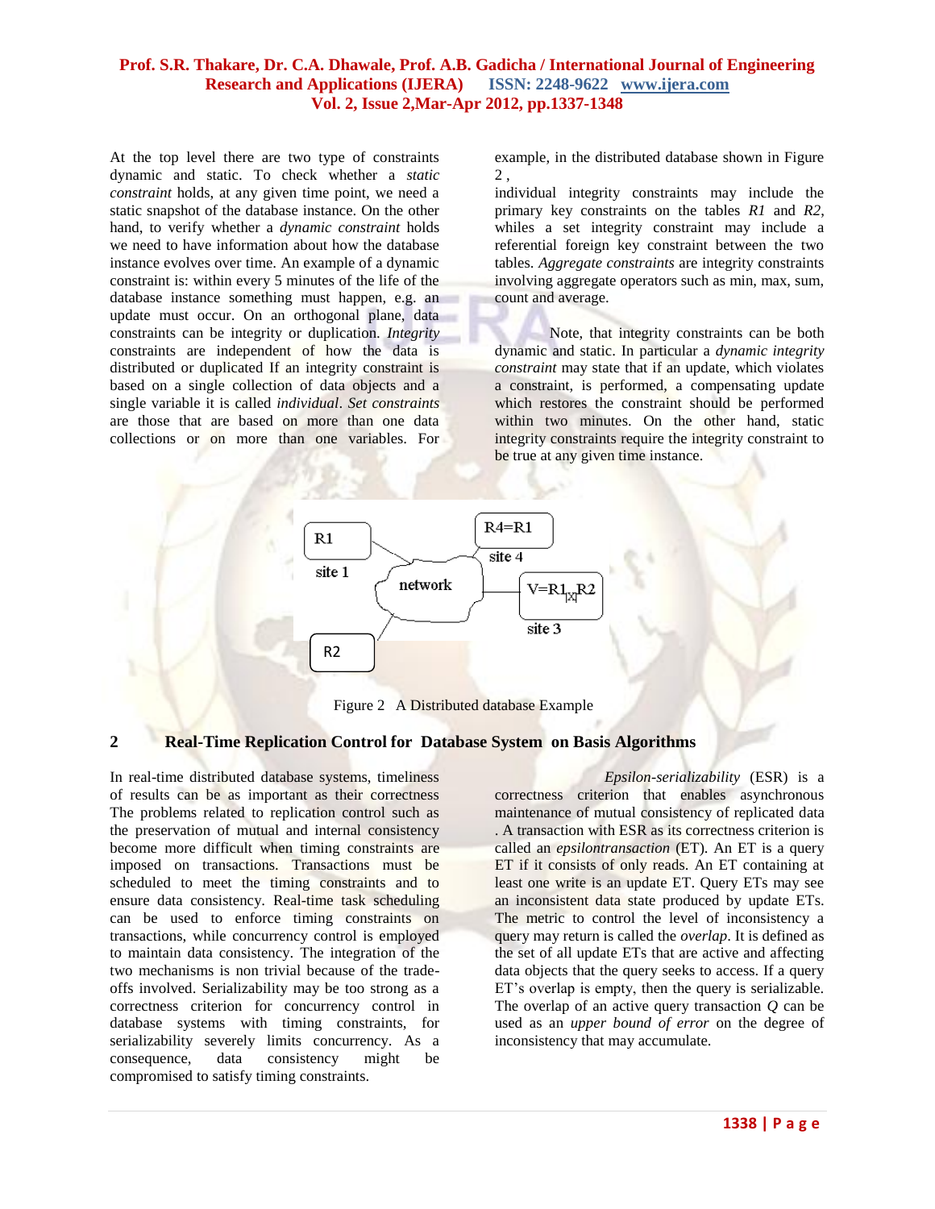At the top level there are two type of constraints dynamic and static. To check whether a *static constraint* holds, at any given time point, we need a static snapshot of the database instance. On the other hand, to verify whether a *dynamic constraint* holds we need to have information about how the database instance evolves over time. An example of a dynamic constraint is: within every 5 minutes of the life of the database instance something must happen, e.g. an update must occur. On an orthogonal plane, data constraints can be integrity or duplication. *Integrity* constraints are independent of how the data is distributed or duplicated If an integrity constraint is based on a single collection of data objects and a single variable it is called *individual*. *Set constraints* are those that are based on more than one data collections or on more than one variables. For example, in the distributed database shown in Figure 2 ,

individual integrity constraints may include the primary key constraints on the tables *R1* and *R2*, whiles a set integrity constraint may include a referential foreign key constraint between the two tables. *Aggregate constraints* are integrity constraints involving aggregate operators such as min, max, sum, count and average.

Note, that integrity constraints can be both dynamic and static. In particular a *dynamic integrity constraint* may state that if an update, which violates a constraint, is performed, a compensating update which restores the constraint should be performed within two minutes. On the other hand, static integrity constraints require the integrity constraint to be true at any given time instance.

Figure 2 A Distributed database Example

## 2 Real-Time Replication Control for Database System on Basis Algorithms

In real-time distributed database systems, timeliness of results can be as important as their correctness The problems related to replication control such as the preservation of mutual and internal consistency become more difficult when timing constraints are imposed on transactions. Transactions must be scheduled to meet the timing constraints and to ensure data consistency. Real-time task scheduling can be used to enforce timing constraints on transactions, while concurrency control is employed to maintain data consistency. The integration of the two mechanisms is non trivial because of the trade-offs involved. Serializability may be too strong as a correctness criterion for concurrency control in database systems with timing constraints, for serializability severely limits concurrency. As a consequence, data consistency might be compromised to satisfy timing constraints.

*Epsilon-serializability* (ESR) is a correctness criterion that enables asynchronous maintenance of mutual consistency of replicated data . A transaction with ESR as its correctness criterion is called an *epsilontransaction* (ET). An ET is a query ET if it consists of only reads. An ET containing at least one write is an update ET. Query ETs may see an inconsistent data state produced by update ETs. The metric to control the level of inconsistency a query may return is called the *overlap*. It is defined as the set of all update ETs that are active and affecting data objects that the query seeks to access. If a query ET's overlap is empty, then the query is serializable. The overlap of an active query transaction *Q* can be used as an *upper bound of error* on the degree of inconsistency that may accumulate.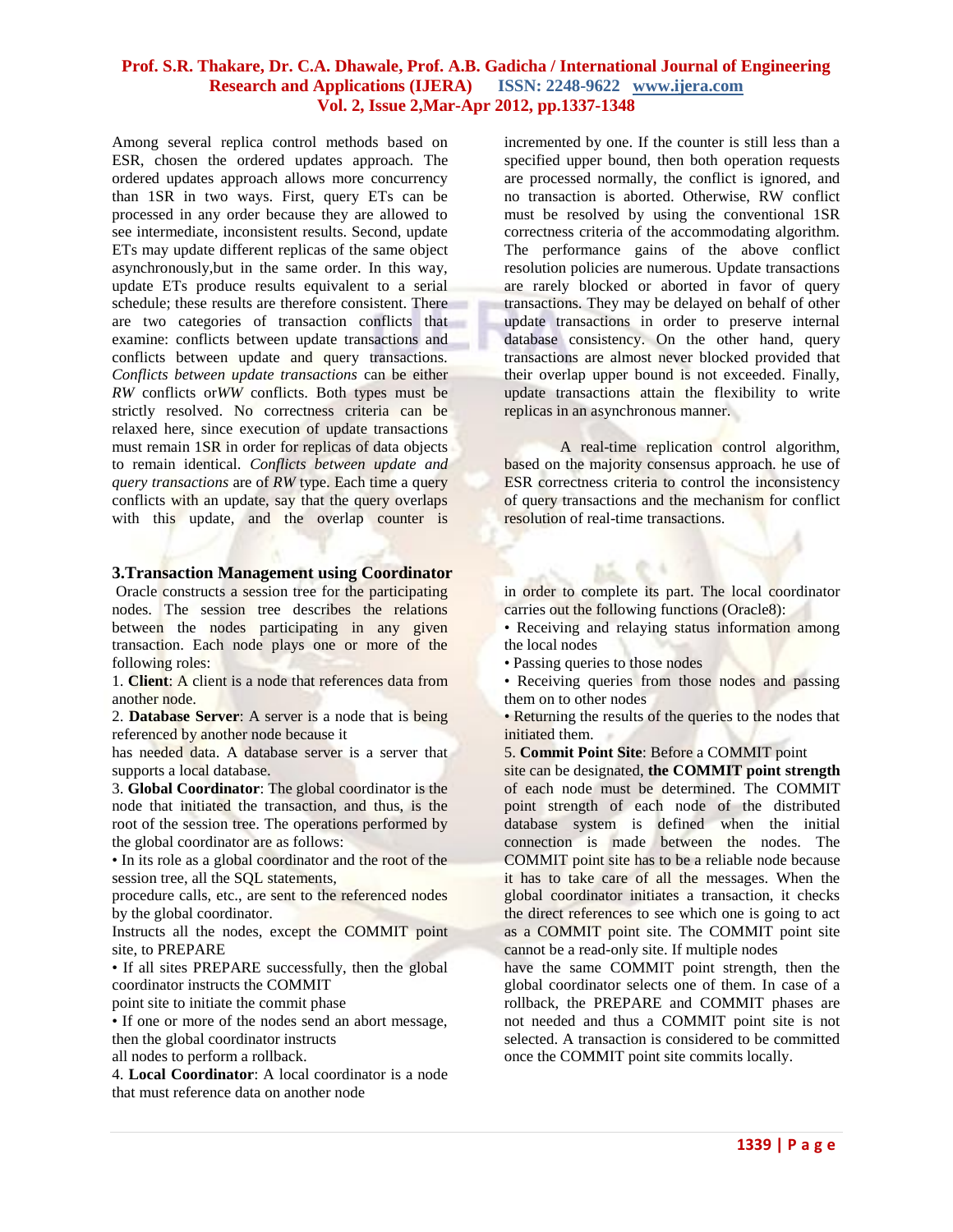Among several replica control methods based on ESR, chosen the ordered updates approach. The ordered updates approach allows more concurrency than 1SR in two ways. First, query ETs can be processed in any order because they are allowed to see intermediate, inconsistent results. Second, update ETs may update different replicas of the same object asynchronously,but in the same order. In this way, update ETs produce results equivalent to a serial schedule; these results are therefore consistent. There are two categories of transaction conflicts that examine: conflicts between update transactions and conflicts between update and query transactions. *Conflicts between update transactions* can be either *RW* conflicts or*WW* conflicts. Both types must be strictly resolved. No correctness criteria can be relaxed here, since execution of update transactions must remain 1SR in order for replicas of data objects to remain identical. *Conflicts between update and query transactions* are of *RW* type. Each time a query conflicts with an update, say that the query overlaps with this update, and the overlap counter is incremented by one. If the counter is still less than a specified upper bound, then both operation requests are processed normally, the conflict is ignored, and no transaction is aborted. Otherwise, RW conflict must be resolved by using the conventional 1SR correctness criteria of the accommodating algorithm. The performance gains of the above conflict resolution policies are numerous. Update transactions are rarely blocked or aborted in favor of query transactions. They may be delayed on behalf of other update transactions in order to preserve internal database consistency. On the other hand, query transactions are almost never blocked provided that their overlap upper bound is not exceeded. Finally, update transactions attain the flexibility to write replicas in an asynchronous manner.

A real-time replication control algorithm, based on the majority consensus approach. he use of ESR correctness criteria to control the inconsistency of query transactions and the mechanism for conflict resolution of real-time transactions.

## 3.Transaction Management using Coordinator

Oracle constructs a session tree for the participating nodes. The session tree describes the relations between the nodes participating in any given transaction. Each node plays one or more of the following roles:

1. **Client**: A client is a node that references data from another node.
2. **Database Server**: A server is a node that is being referenced by another node because it has needed data. A database server is a server that supports a local database.
3. **Global Coordinator**: The global coordinator is the node that initiated the transaction, and thus, is the root of the session tree. The operations performed by the global coordinator are as follows:

• In its role as a global coordinator and the root of the session tree, all the SQL statements, procedure calls, etc., are sent to the referenced nodes by the global coordinator.

Instructs all the nodes, except the COMMIT point site, to PREPARE

• If all sites PREPARE successfully, then the global coordinator instructs the COMMIT point site to initiate the commit phase

• If one or more of the nodes send an abort message, then the global coordinator instructs all nodes to perform a rollback.

4. **Local Coordinator**: A local coordinator is a node that must reference data on another node in order to complete its part. The local coordinator carries out the following functions (Oracle8):

• Receiving and relaying status information among the local nodes

• Passing queries to those nodes

• Receiving queries from those nodes and passing them on to other nodes

• Returning the results of the queries to the nodes that initiated them.

5. **Commit Point Site**: Before a COMMIT point site can be designated, **the COMMIT point strength** of each node must be determined. The COMMIT point strength of each node of the distributed database system is defined when the initial connection is made between the nodes. The COMMIT point site has to be a reliable node because it has to take care of all the messages. When the global coordinator initiates a transaction, it checks the direct references to see which one is going to act as a COMMIT point site. The COMMIT point site cannot be a read-only site. If multiple nodes have the same COMMIT point strength, then the global coordinator selects one of them. In case of a rollback, the PREPARE and COMMIT phases are not needed and thus a COMMIT point site is not selected. A transaction is considered to be committed once the COMMIT point site commits locally.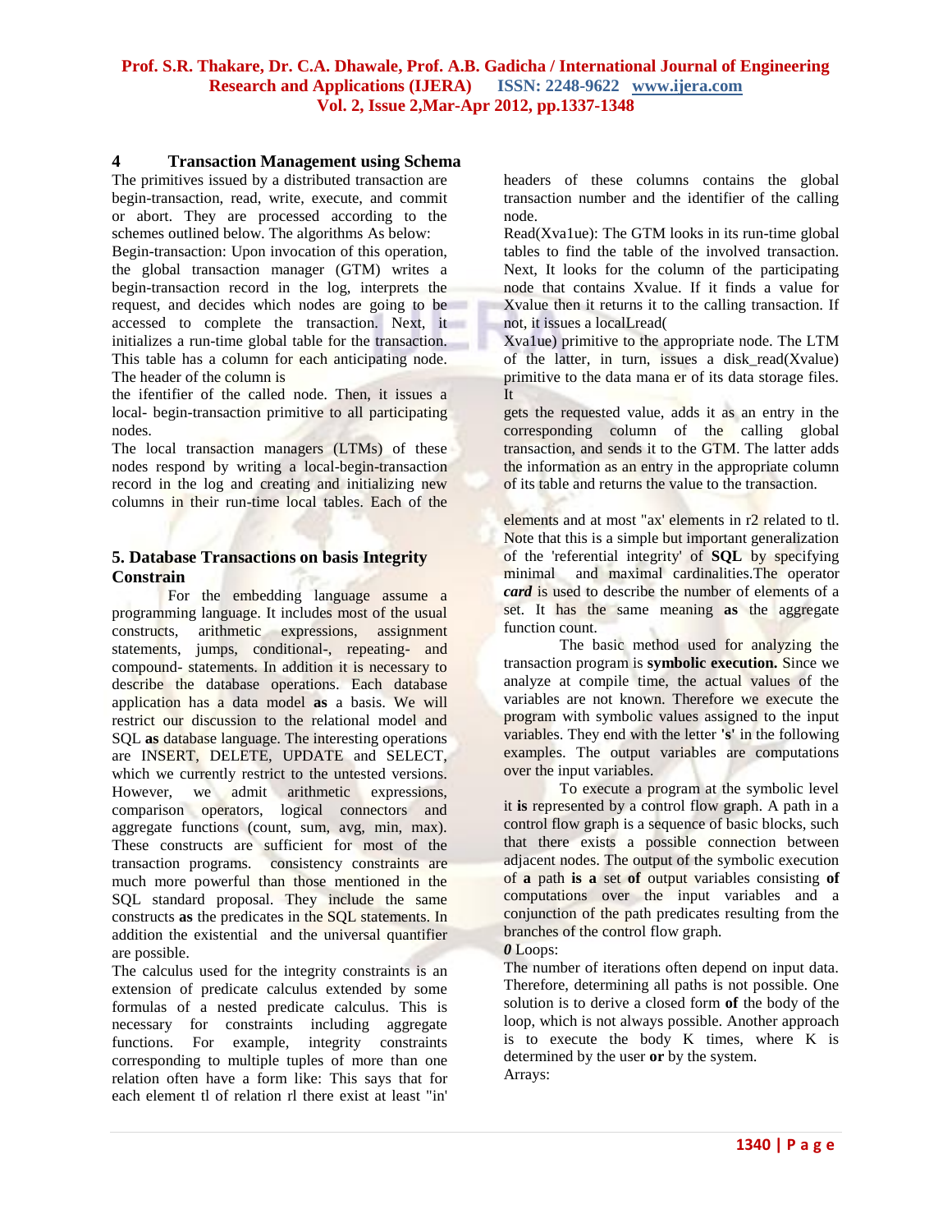## 4 Transaction Management using Schema

The primitives issued by a distributed transaction are begin-transaction, read, write, execute, and commit or abort. They are processed according to the schemes outlined below. The algorithms As below:

Begin-transaction: Upon invocation of this operation, the global transaction manager (GTM) writes a begin-transaction record in the log, interprets the request, and decides which nodes are going to be accessed to complete the transaction. Next, it initializes a run-time global table for the transaction. This table has a column for each anticipating node. The header of the column is
the ifentifier of the called node. Then, it issues a local- begin-transaction primitive to all participating nodes.

The local transaction managers (LTMs) of these nodes respond by writing a local-begin-transaction record in the log and creating and initializing new columns in their run-time local tables. Each of the headers of these columns contains the global transaction number and the identifier of the calling node.

Read(Xva1ue): The GTM looks in its run-time global tables to find the table of the involved transaction. Next, It looks for the column of the participating node that contains Xvalue. If it finds a value for Xvalue then it returns it to the calling transaction. If not, it issues a localLread(
Xva1ue) primitive to the appropriate node. The LTM of the latter, in turn, issues a disk_read(Xvalue) primitive to the data mana er of its data storage files. It
gets the requested value, adds it as an entry in the corresponding column of the calling global transaction, and sends it to the GTM. The latter adds the information as an entry in the appropriate column of its table and returns the value to the transaction.

## 5. Database Transactions on basis Integrity Constrain

For the embedding language assume a programming language. It includes most of the usual constructs, arithmetic expressions, assignment statements, jumps, conditional-, repeating- and compound- statements. In addition it is necessary to describe the database operations. Each database application has a data model **as** a basis. We will restrict our discussion to the relational model and SQL **as** database language. The interesting operations are INSERT, DELETE, UPDATE and SELECT, which we currently restrict to the untested versions. However, we admit arithmetic expressions, comparison operators, logical connectors and aggregate functions (count, sum, avg, min, max). These constructs are sufficient for most of the transaction programs. consistency constraints are much more powerful than those mentioned in the SQL standard proposal. They include the same constructs **as** the predicates in the SQL statements. In addition the existential and the universal quantifier are possible.

The calculus used for the integrity constraints is an extension of predicate calculus extended by some formulas of a nested predicate calculus. This is necessary for constraints including aggregate functions. For example, integrity constraints corresponding to multiple tuples of more than one relation often have a form like: This says that for each element tl of relation rl there exist at least "in' elements and at most "ax' elements in r2 related to tl. Note that this is a simple but important generalization of the 'referential integrity' of **SQL** by specifying minimal and maximal cardinalities.The operator ***card*** is used to describe the number of elements of a set. It has the same meaning **as** the aggregate function count.

The basic method used for analyzing the transaction program is **symbolic execution.** Since we analyze at compile time, the actual values of the variables are not known. Therefore we execute the program with symbolic values assigned to the input variables. They end with the letter **'s'** in the following examples. The output variables are computations over the input variables.

To execute a program at the symbolic level it **is** represented by a control flow graph. A path in a control flow graph is a sequence of basic blocks, such that there exists a possible connection between adjacent nodes. The output of the symbolic execution of **a** path **is a** set **of** output variables consisting **of** computations over the input variables and a conjunction of the path predicates resulting from the branches of the control flow graph.

***0*** Loops:

The number of iterations often depend on input data. Therefore, determining all paths is not possible. One solution is to derive a closed form **of** the body of the loop, which is not always possible. Another approach is to execute the body K times, where K is determined by the user **or** by the system.

Arrays: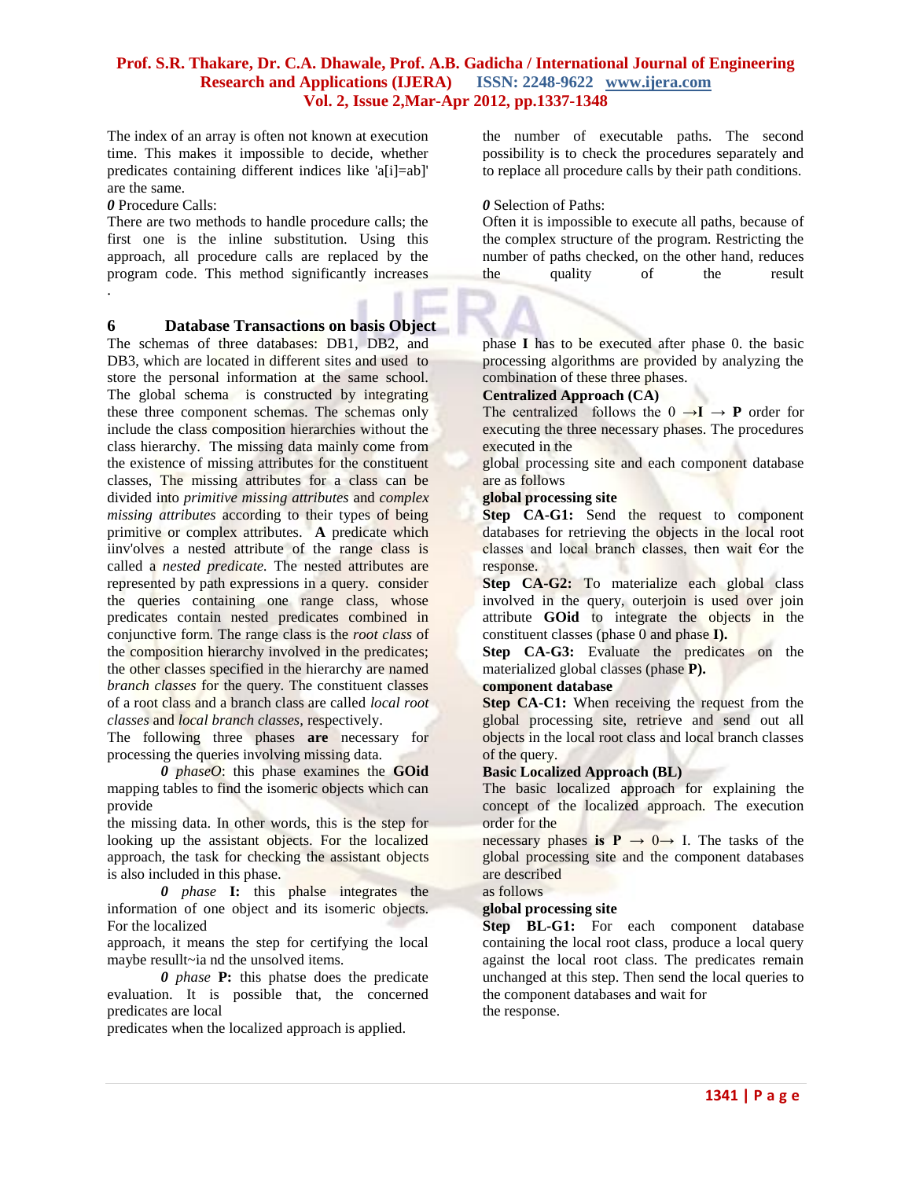The index of an array is often not known at execution time. This makes it impossible to decide, whether predicates containing different indices like 'a[i]=ab]' are the same.

*0* Procedure Calls:

There are two methods to handle procedure calls; the first one is the inline substitution. Using this approach, all procedure calls are replaced by the program code. This method significantly increases the number of executable paths. The second possibility is to check the procedures separately and to replace all procedure calls by their path conditions.

*0* Selection of Paths:

Often it is impossible to execute all paths, because of the complex structure of the program. Restricting the number of paths checked, on the other hand, reduces the quality of the result

.

## 6 Database Transactions on basis Object

The schemas of three databases: DB1, DB2, and DB3, which are located in different sites and used to store the personal information at the same school. The global schema is constructed by integrating these three component schemas. The schemas only include the class composition hierarchies without the class hierarchy. The missing data mainly come from the existence of missing attributes for the constituent classes, The missing attributes for a class can be divided into *primitive missing attributes* and *complex missing attributes* according to their types of being primitive or complex attributes. **A** predicate which iinv'olves a nested attribute of the range class is called a *nested predicate.* The nested attributes are represented by path expressions in a query. consider the queries containing one range class, whose predicates contain nested predicates combined in conjunctive form. The range class is the *root class* of the composition hierarchy involved in the predicates; the other classes specified in the hierarchy are named *branch classes* for the query. The constituent classes of a root class and a branch class are called *local root classes* and *local branch classes,* respectively.

The following three phases **are** necessary for processing the queries involving missing data.

***0*** *phaseO*: this phase examines the **GOid** mapping tables to find the isomeric objects which can provide the missing data. In other words, this is the step for looking up the assistant objects. For the localized approach, the task for checking the assistant objects is also included in this phase.

***0*** *phase* **I:** this phalse integrates the information of one object and its isomeric objects. For the localized approach, it means the step for certifying the local maybe resullt~ia nd the unsolved items.

***0*** *phase* **P:** this phatse does the predicate evaluation. It is possible that, the concerned predicates are local predicates when the localized approach is applied.

phase **I** has to be executed after phase 0. the basic processing algorithms are provided by analyzing the combination of these three phases.

**Centralized Approach (CA)**

The centralized follows the 0 →**I** → **P** order for executing the three necessary phases. The procedures executed in the global processing site and each component database are as follows

**global processing site**

**Step CA-G1:** Send the request to component databases for retrieving the objects in the local root classes and local branch classes, then wait €or the response.

**Step CA-G2:** To materialize each global class involved in the query, outerjoin is used over join attribute **GOid** to integrate the objects in the constituent classes (phase 0 and phase **I).**

**Step CA-G3:** Evaluate the predicates on the materialized global classes (phase **P).**

**component database**

**Step CA-C1:** When receiving the request from the global processing site, retrieve and send out all objects in the local root class and local branch classes of the query.

**Basic Localized Approach (BL)**

The basic localized approach for explaining the concept of the localized approach. The execution order for the necessary phases **is P** → 0→ I. The tasks of the global processing site and the component databases are described as follows

**global processing site**

**Step BL-G1:** For each component database containing the local root class, produce a local query against the local root class. The predicates remain unchanged at this step. Then send the local queries to the component databases and wait for the response.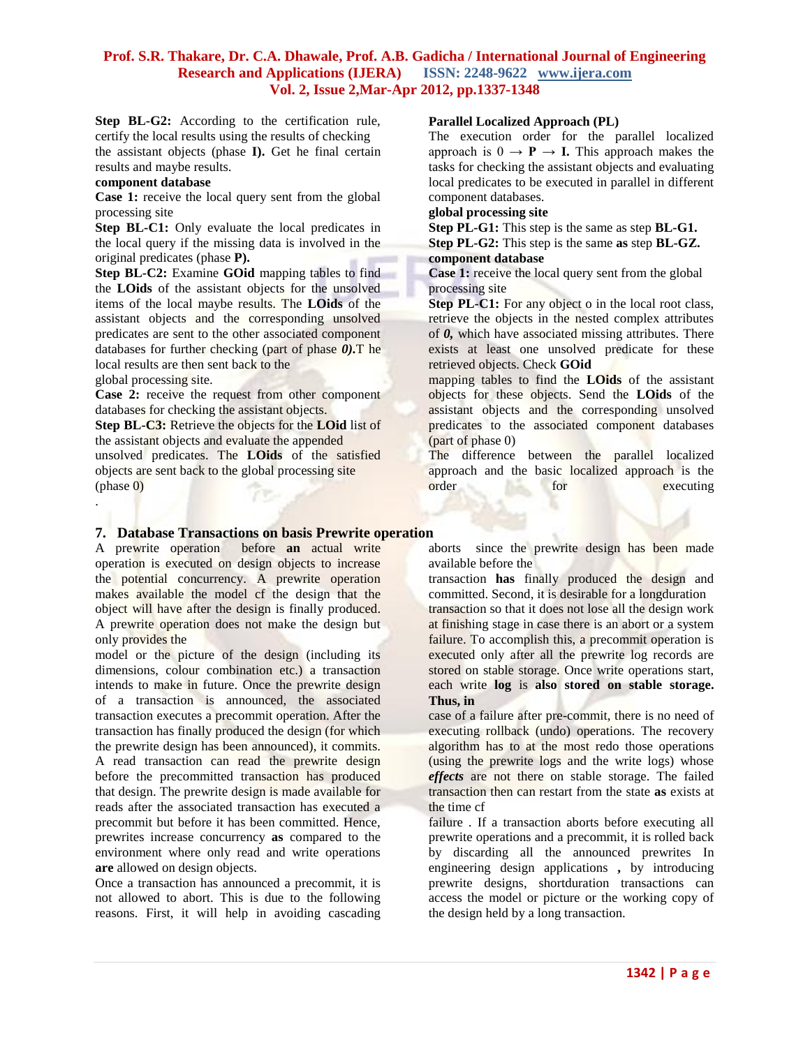**Step BL-G2:** According to the certification rule, certify the local results using the results of checking the assistant objects (phase **I).** Get he final certain results and maybe results.

**component database**

**Case 1:** receive the local query sent from the global processing site

**Step BL-C1:** Only evaluate the local predicates in the local query if the missing data is involved in the original predicates (phase **P).**

**Step BL-C2:** Examine **GOid** mapping tables to find the **LOids** of the assistant objects for the unsolved items of the local maybe results. The **LOids** of the assistant objects and the corresponding unsolved predicates are sent to the other associated component databases for further checking (part of phase ***0)***.T he local results are then sent back to the global processing site.

**Case 2:** receive the request from other component databases for checking the assistant objects.

**Step BL-C3:** Retrieve the objects for the **LOid** list of the assistant objects and evaluate the appended unsolved predicates. The **LOids** of the satisfied objects are sent back to the global processing site (phase 0)

.

**Parallel Localized Approach (PL)**

The execution order for the parallel localized approach is 0 → **P** → **I.** This approach makes the tasks for checking the assistant objects and evaluating local predicates to be executed in parallel in different component databases.

**global processing site**

**Step PL-G1:** This step is the same as step **BL-G1.**

**Step PL-G2:** This step is the same **as** step **BL-GZ.**

**component database**

**Case 1:** receive the local query sent from the global processing site

**Step PL-C1:** For any object o in the local root class, retrieve the objects in the nested complex attributes of ***0,*** which have associated missing attributes. There exists at least one unsolved predicate for these retrieved objects. Check **GOid** mapping tables to find the **LOids** of the assistant objects for these objects. Send the **LOids** of the assistant objects and the corresponding unsolved predicates to the associated component databases (part of phase 0)

The difference between the parallel localized approach and the basic localized approach is the order for executing

## 7. Database Transactions on basis Prewrite operation

A prewrite operation before **an** actual write operation is executed on design objects to increase the potential concurrency. A prewrite operation makes available the model cf the design that the object will have after the design is finally produced. A prewrite operation does not make the design but only provides the model or the picture of the design (including its dimensions, colour combination etc.) a transaction intends to make in future. Once the prewrite design of a transaction is announced, the associated transaction executes a precommit operation. After the transaction has finally produced the design (for which the prewrite design has been announced), it commits. A read transaction can read the prewrite design before the precommitted transaction has produced that design. The prewrite design is made available for reads after the associated transaction has executed a precommit but before it has been committed. Hence, prewrites increase concurrency **as** compared to the environment where only read and write operations **are** allowed on design objects.

Once a transaction has announced a precommit, it is not allowed to abort. This is due to the following reasons. First, it will help in avoiding cascading aborts since the prewrite design has been made available before the transaction **has** finally produced the design and committed. Second, it is desirable for a longduration transaction so that it does not lose all the design work at finishing stage in case there is an abort or a system failure. To accomplish this, a precommit operation is executed only after all the prewrite log records are stored on stable storage. Once write operations start, each write **log** is **also stored on stable storage. Thus, in** case of a failure after pre-commit, there is no need of executing rollback (undo) operations. The recovery algorithm has to at the most redo those operations (using the prewrite logs and the write logs) whose ***effects*** are not there on stable storage. The failed transaction then can restart from the state **as** exists at the time cf failure . If a transaction aborts before executing all prewrite operations and a precommit, it is rolled back by discarding all the announced prewrites In engineering design applications **,** by introducing prewrite designs, shortduration transactions can access the model or picture or the working copy of the design held by a long transaction.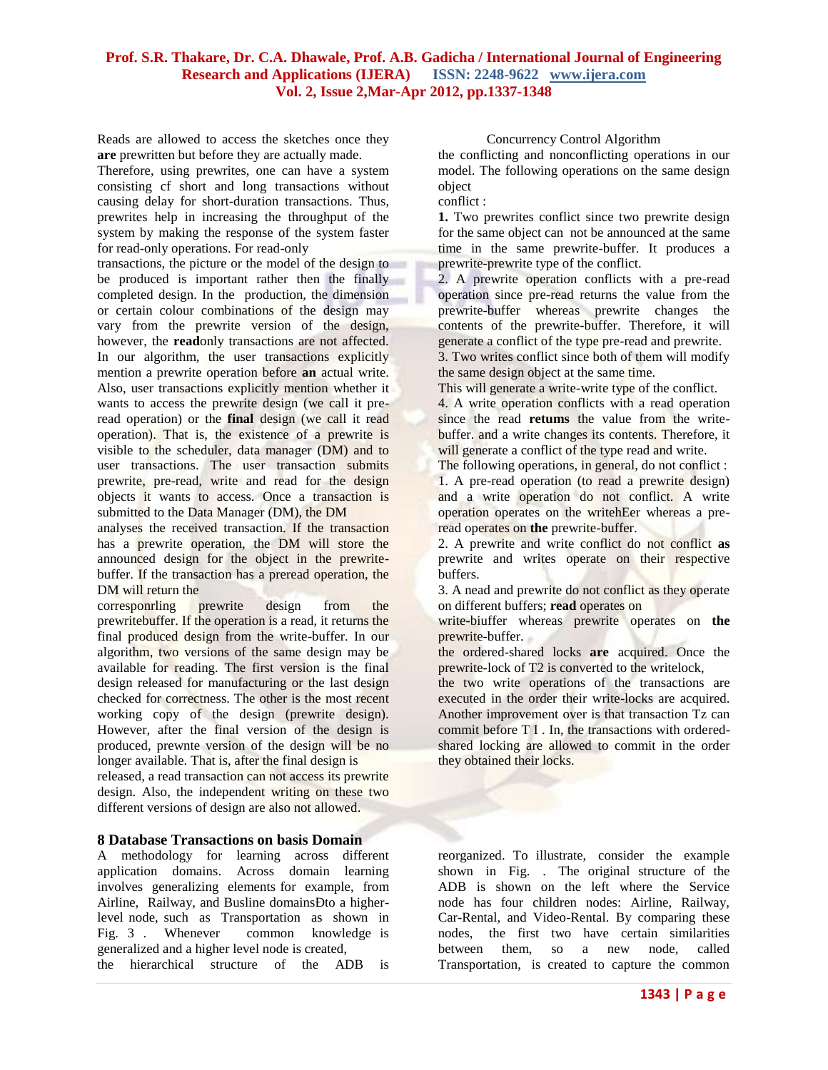Reads are allowed to access the sketches once they **are** prewritten but before they are actually made. Therefore, using prewrites, one can have a system consisting cf short and long transactions without causing delay for short-duration transactions. Thus, prewrites help in increasing the throughput of the system by making the response of the system faster for read-only operations. For read-only transactions, the picture or the model of the design to be produced is important rather then the finally completed design. In the production, the dimension or certain colour combinations of the design may vary from the prewrite version of the design, however, the **read**only transactions are not affected. In our algorithm, the user transactions explicitly mention a prewrite operation before **an** actual write. Also, user transactions explicitly mention whether it wants to access the prewrite design (we call it pre-read operation) or the **final** design (we call it read operation). That is, the existence of a prewrite is visible to the scheduler, data manager (DM) and to user transactions. The user transaction submits prewrite, pre-read, write and read for the design objects it wants to access. Once a transaction is submitted to the Data Manager (DM), the DM analyses the received transaction. If the transaction has a prewrite operation, the DM will store the announced design for the object in the prewrite-buffer. If the transaction has a preread operation, the DM will return the corresponrling prewrite design from the prewritebuffer. If the operation is a read, it returns the final produced design from the write-buffer. In our algorithm, two versions of the same design may be available for reading. The first version is the final design released for manufacturing or the last design checked for correctness. The other is the most recent working copy of the design (prewrite design). However, after the final version of the design is produced, prewnte version of the design will be no longer available. That is, after the final design is released, a read transaction can not access its prewrite design. Also, the independent writing on these two different versions of design are also not allowed.

Concurrency Control Algorithm

the conflicting and nonconflicting operations in our model. The following operations on the same design object conflict :

**1.** Two prewrites conflict since two prewrite design for the same object can not be announced at the same time in the same prewrite-buffer. It produces a prewrite-prewrite type of the conflict.

2. A prewrite operation conflicts with a pre-read operation since pre-read returns the value from the prewrite-buffer whereas prewrite changes the contents of the prewrite-buffer. Therefore, it will generate a conflict of the type pre-read and prewrite.

3. Two writes conflict since both of them will modify the same design object at the same time.
This will generate a write-write type of the conflict.

4. A write operation conflicts with a read operation since the read **retums** the value from the write-buffer. and a write changes its contents. Therefore, it will generate a conflict of the type read and write.

The following operations, in general, do not conflict :

1. A pre-read operation (to read a prewrite design) and a write operation do not conflict. A write operation operates on the writehEer whereas a pre-read operates on **the** prewrite-buffer.

2. A prewrite and write conflict do not conflict **as** prewrite and writes operate on their respective buffers.

3. A nead and prewrite do not conflict as they operate on different buffers; **read** operates on write-biuffer whereas prewrite operates on **the** prewrite-buffer.

the ordered-shared locks **are** acquired. Once the prewrite-lock of T2 is converted to the writelock, the two write operations of the transactions are executed in the order their write-locks are acquired. Another improvement over is that transaction Tz can commit before T I . In, the transactions with ordered-shared locking are allowed to commit in the order they obtained their locks.

## 8 Database Transactions on basis Domain

A methodology for learning across different application domains. Across domain learning involves generalizing elements for example, from Airline, Railway, and Busline domainsÐto a higher-level node, such as Transportation as shown in Fig. 3 . Whenever common knowledge is generalized and a higher level node is created, the hierarchical structure of the ADB is reorganized. To illustrate, consider the example shown in Fig. . The original structure of the ADB is shown on the left where the Service node has four children nodes: Airline, Railway, Car-Rental, and Video-Rental. By comparing these nodes, the first two have certain similarities between them, so a new node, called Transportation, is created to capture the common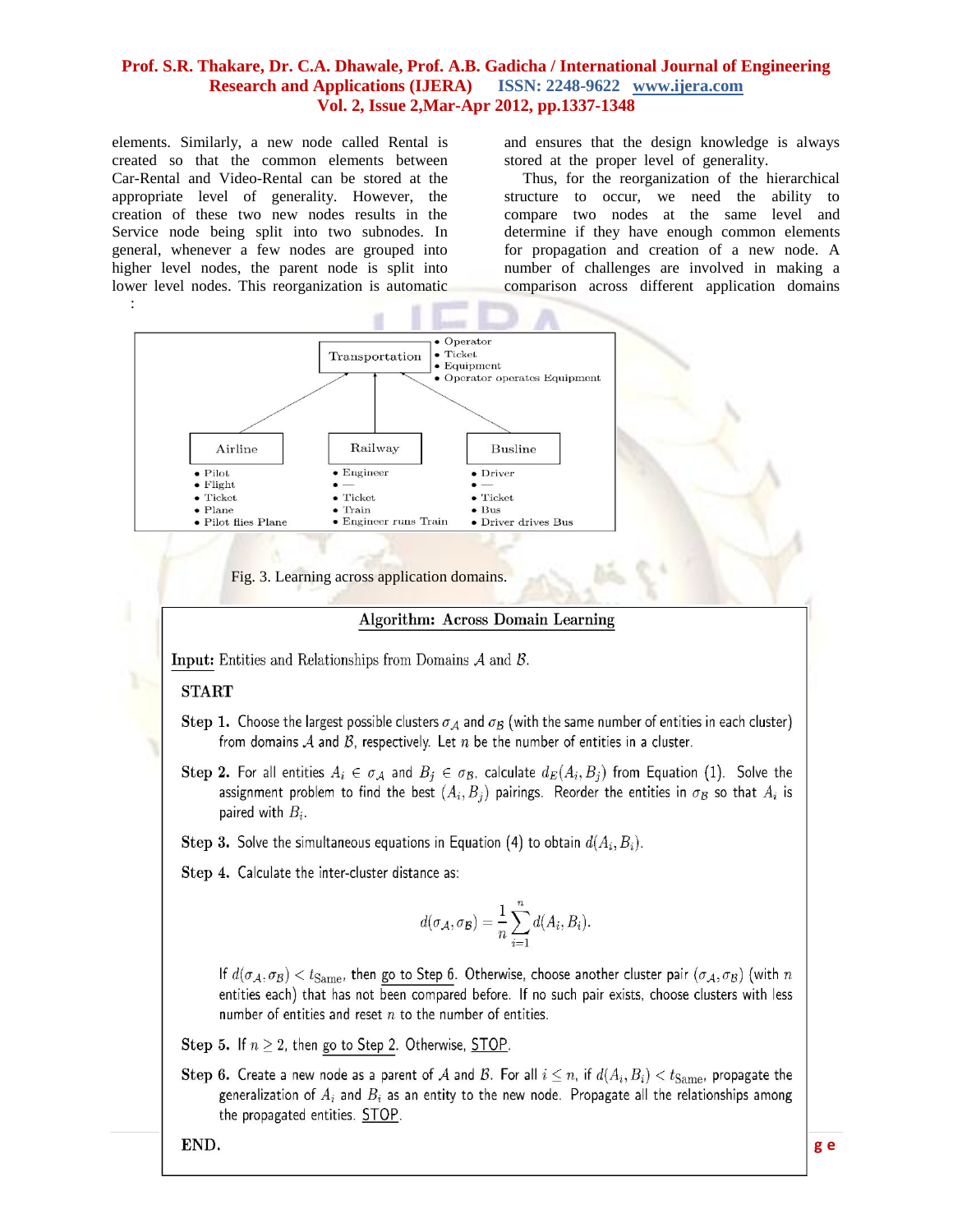elements. Similarly, a new node called Rental is created so that the common elements between Car-Rental and Video-Rental can be stored at the appropriate level of generality. However, the creation of these two new nodes results in the Service node being split into two subnodes. In general, whenever a few nodes are grouped into higher level nodes, the parent node is split into lower level nodes. This reorganization is automatic and ensures that the design knowledge is always stored at the proper level of generality.

Thus, for the reorganization of the hierarchical structure to occur, we need the ability to compare two nodes at the same level and determine if they have enough common elements for propagation and creation of a new node. A number of challenges are involved in making a comparison across different application domains :

Transportation
- Operator
- Ticket
- Equipment
- Operator operates Equipment

Airline
- Pilot
- Flight
- Ticket
- Plane
- Pilot flies Plane

Railway
- Engineer
- —
- Ticket
- Train
- Engineer runs Train

Busline
- Driver
- —
- Ticket
- Bus
- Driver drives Bus

Fig. 3. Learning across application domains.

**Algorithm: Across Domain Learning**

**Input:** Entities and Relationships from Domains $\mathcal{A}$ and $\mathcal{B}$.

**START**

**Step 1.** Choose the largest possible clusters $\sigma_{\mathcal{A}}$ and $\sigma_{\mathcal{B}}$ (with the same number of entities in each cluster) from domains $\mathcal{A}$ and $\mathcal{B}$, respectively. Let $n$ be the number of entities in a cluster.

**Step 2.** For all entities $A_i \in \sigma_{\mathcal{A}}$ and $B_j \in \sigma_{\mathcal{B}}$, calculate $d_E(A_i, B_j)$ from Equation (1). Solve the assignment problem to find the best $(A_i, B_j)$ pairings. Reorder the entities in $\sigma_{\mathcal{B}}$ so that $A_i$ is paired with $B_i$.

**Step 3.** Solve the simultaneous equations in Equation (4) to obtain $d(A_i, B_i)$.

**Step 4.** Calculate the inter-cluster distance as:

$$d(\sigma_{\mathcal{A}}, \sigma_{\mathcal{B}}) = \frac{1}{n}\sum_{i=1}^{n} d(A_i, B_i).$$

If $d(\sigma_{\mathcal{A}}, \sigma_{\mathcal{B}}) < t_{\text{Same}}$, then go to Step 6. Otherwise, choose another cluster pair $(\sigma_{\mathcal{A}}, \sigma_{\mathcal{B}})$ (with $n$ entities each) that has not been compared before. If no such pair exists, choose clusters with less number of entities and reset $n$ to the number of entities.

**Step 5.** If $n \geq 2$, then go to Step 2. Otherwise, STOP.

**Step 6.** Create a new node as a parent of $\mathcal{A}$ and $\mathcal{B}$. For all $i \leq n$, if $d(A_i, B_i) < t_{\text{Same}}$, propagate the generalization of $A_i$ and $B_i$ as an entity to the new node. Propagate all the relationships among the propagated entities. STOP.

**END.**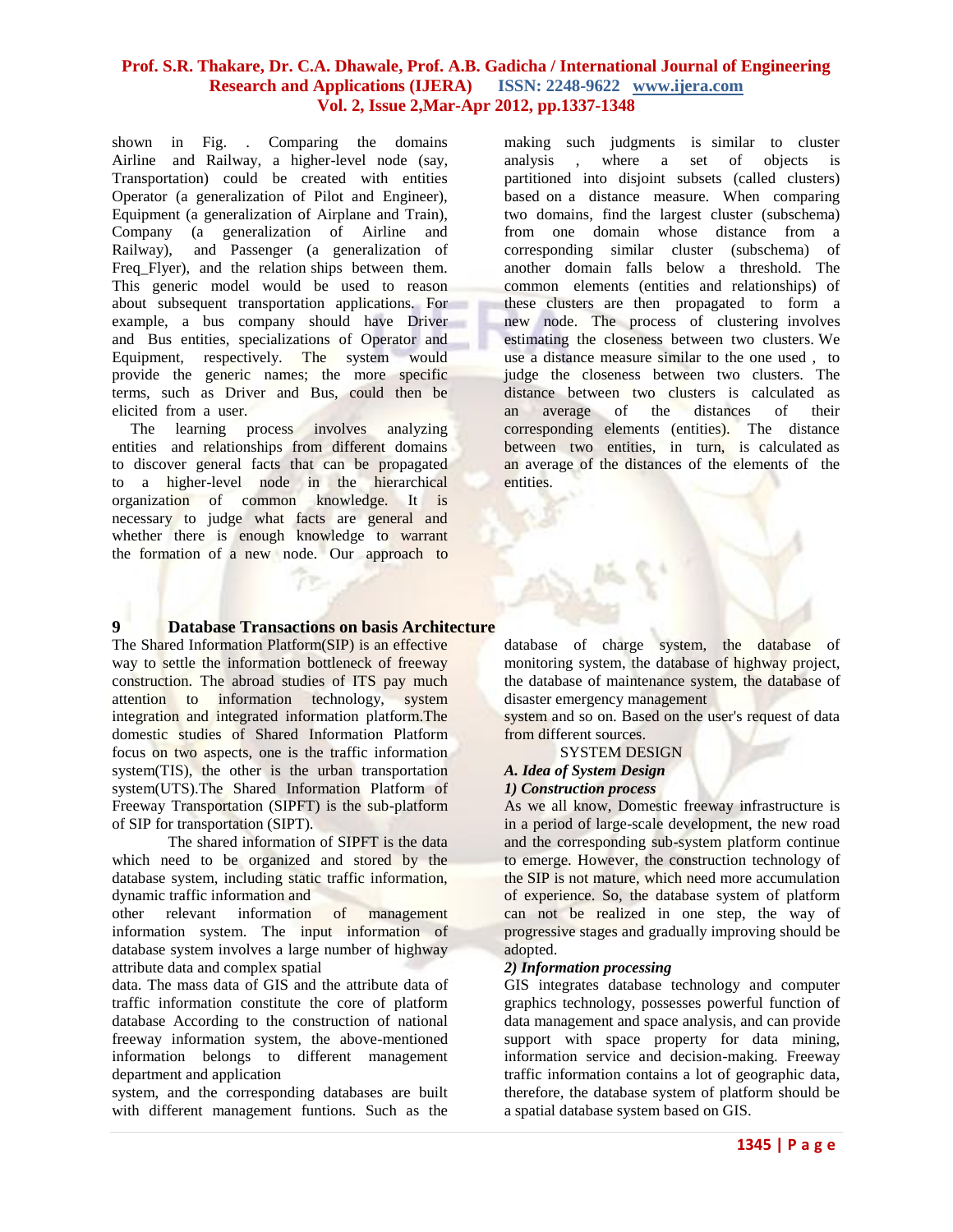shown in Fig. . Comparing the domains Airline and Railway, a higher-level node (say, Transportation) could be created with entities Operator (a generalization of Pilot and Engineer), Equipment (a generalization of Airplane and Train), Company (a generalization of Airline and Railway), and Passenger (a generalization of Freq_Flyer), and the relation ships between them. This generic model would be used to reason about subsequent transportation applications. For example, a bus company should have Driver and Bus entities, specializations of Operator and Equipment, respectively. The system would provide the generic names; the more specific terms, such as Driver and Bus, could then be elicited from a user.

The learning process involves analyzing entities and relationships from different domains to discover general facts that can be propagated to a higher-level node in the hierarchical organization of common knowledge. It is necessary to judge what facts are general and whether there is enough knowledge to warrant the formation of a new node. Our approach to making such judgments is similar to cluster analysis , where a set of objects is partitioned into disjoint subsets (called clusters) based on a distance measure. When comparing two domains, find the largest cluster (subschema) from one domain whose distance from a corresponding similar cluster (subschema) of another domain falls below a threshold. The common elements (entities and relationships) of these clusters are then propagated to form a new node. The process of clustering involves estimating the closeness between two clusters. We use a distance measure similar to the one used , to judge the closeness between two clusters. The distance between two clusters is calculated as an average of the distances of their corresponding elements (entities). The distance between two entities, in turn, is calculated as an average of the distances of the elements of the entities.

## 9 Database Transactions on basis Architecture

The Shared Information Platform(SIP) is an effective way to settle the information bottleneck of freeway construction. The abroad studies of ITS pay much attention to information technology, system integration and integrated information platform.The domestic studies of Shared Information Platform focus on two aspects, one is the traffic information system(TIS), the other is the urban transportation system(UTS).The Shared Information Platform of Freeway Transportation (SIPFT) is the sub-platform of SIP for transportation (SIPT).

The shared information of SIPFT is the data which need to be organized and stored by the database system, including static traffic information, dynamic traffic information and
other relevant information of management information system. The input information of database system involves a large number of highway attribute data and complex spatial
data. The mass data of GIS and the attribute data of traffic information constitute the core of platform database According to the construction of national freeway information system, the above-mentioned information belongs to different management department and application
system, and the corresponding databases are built with different management funtions. Such as the database of charge system, the database of monitoring system, the database of highway project, the database of maintenance system, the database of disaster emergency management
system and so on. Based on the user's request of data from different sources.

SYSTEM DESIGN

***A. Idea of System Design***

***1) Construction process***

As we all know, Domestic freeway infrastructure is in a period of large-scale development, the new road and the corresponding sub-system platform continue to emerge. However, the construction technology of the SIP is not mature, which need more accumulation of experience. So, the database system of platform can not be realized in one step, the way of progressive stages and gradually improving should be adopted.

***2) Information processing***

GIS integrates database technology and computer graphics technology, possesses powerful function of data management and space analysis, and can provide support with space property for data mining, information service and decision-making. Freeway traffic information contains a lot of geographic data, therefore, the database system of platform should be a spatial database system based on GIS.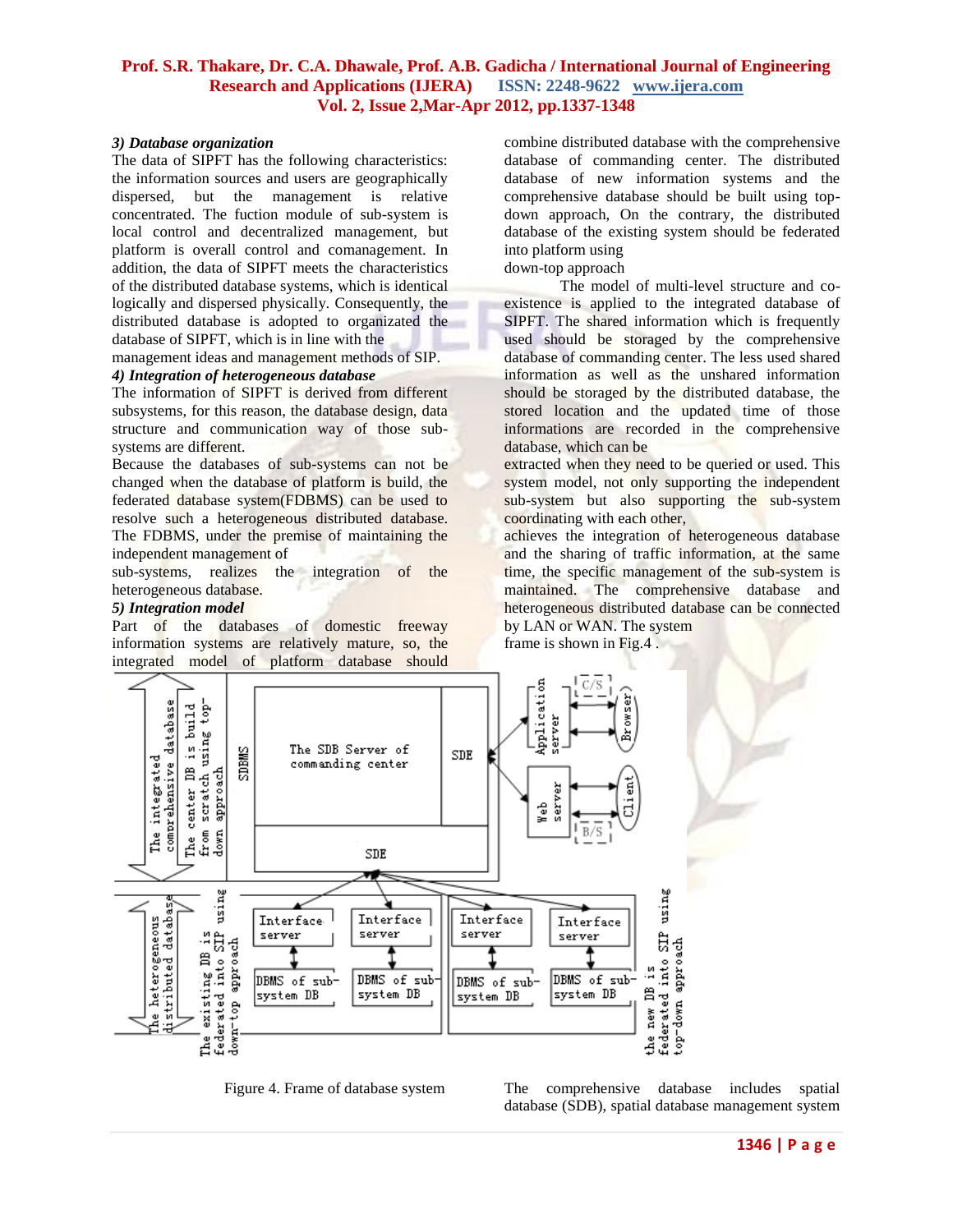*3) Database organization*

The data of SIPFT has the following characteristics: the information sources and users are geographically dispersed, but the management is relative concentrated. The fuction module of sub-system is local control and decentralized management, but platform is overall control and comanagement. In addition, the data of SIPFT meets the characteristics of the distributed database systems, which is identical logically and dispersed physically. Consequently, the distributed database is adopted to organizated the database of SIPFT, which is in line with the management ideas and management methods of SIP.

*4) Integration of heterogeneous database*

The information of SIPFT is derived from different subsystems, for this reason, the database design, data structure and communication way of those sub-systems are different.

Because the databases of sub-systems can not be changed when the database of platform is build, the federated database system(FDBMS) can be used to resolve such a heterogeneous distributed database. The FDBMS, under the premise of maintaining the independent management of sub-systems, realizes the integration of the heterogeneous database.

*5) Integration model*

Part of the databases of domestic freeway information systems are relatively mature, so, the integrated model of platform database should combine distributed database with the comprehensive database of commanding center. The distributed database of new information systems and the comprehensive database should be built using top-down approach, On the contrary, the distributed database of the existing system should be federated into platform using down-top approach

The model of multi-level structure and co-existence is applied to the integrated database of SIPFT. The shared information which is frequently used should be storaged by the comprehensive database of commanding center. The less used shared information as well as the unshared information should be storaged by the distributed database, the stored location and the updated time of those informations are recorded in the comprehensive database, which can be extracted when they need to be queried or used. This system model, not only supporting the independent sub-system but also supporting the sub-system coordinating with each other, achieves the integration of heterogeneous database and the sharing of traffic information, at the same time, the specific management of the sub-system is maintained. The comprehensive database and heterogeneous distributed database can be connected by LAN or WAN. The system frame is shown in Fig.4 .

Figure 4. Frame of database system

The comprehensive database includes spatial database (SDB), spatial database management system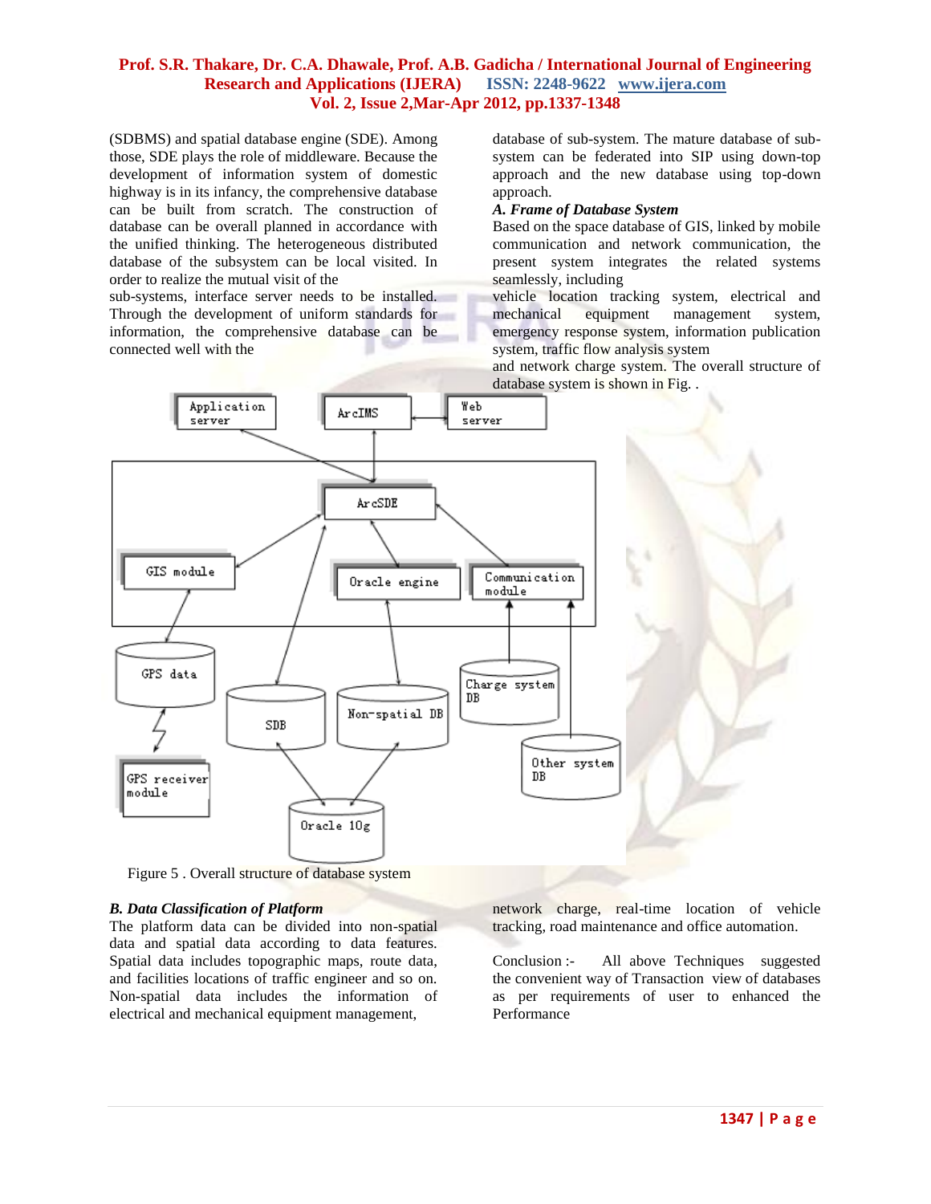(SDBMS) and spatial database engine (SDE). Among those, SDE plays the role of middleware. Because the development of information system of domestic highway is in its infancy, the comprehensive database can be built from scratch. The construction of database can be overall planned in accordance with the unified thinking. The heterogeneous distributed database of the subsystem can be local visited. In order to realize the mutual visit of the sub-systems, interface server needs to be installed. Through the development of uniform standards for information, the comprehensive database can be connected well with the database of sub-system. The mature database of sub-system can be federated into SIP using down-top approach and the new database using top-down approach.

### *A. Frame of Database System*

Based on the space database of GIS, linked by mobile communication and network communication, the present system integrates the related systems seamlessly, including vehicle location tracking system, electrical and mechanical equipment management system, emergency response system, information publication system, traffic flow analysis system and network charge system. The overall structure of database system is shown in Fig. .

Figure 5 . Overall structure of database system

### *B. Data Classification of Platform*

The platform data can be divided into non-spatial data and spatial data according to data features. Spatial data includes topographic maps, route data, and facilities locations of traffic engineer and so on. Non-spatial data includes the information of electrical and mechanical equipment management, network charge, real-time location of vehicle tracking, road maintenance and office automation.

Conclusion :- All above Techniques suggested the convenient way of Transaction view of databases as per requirements of user to enhanced the Performance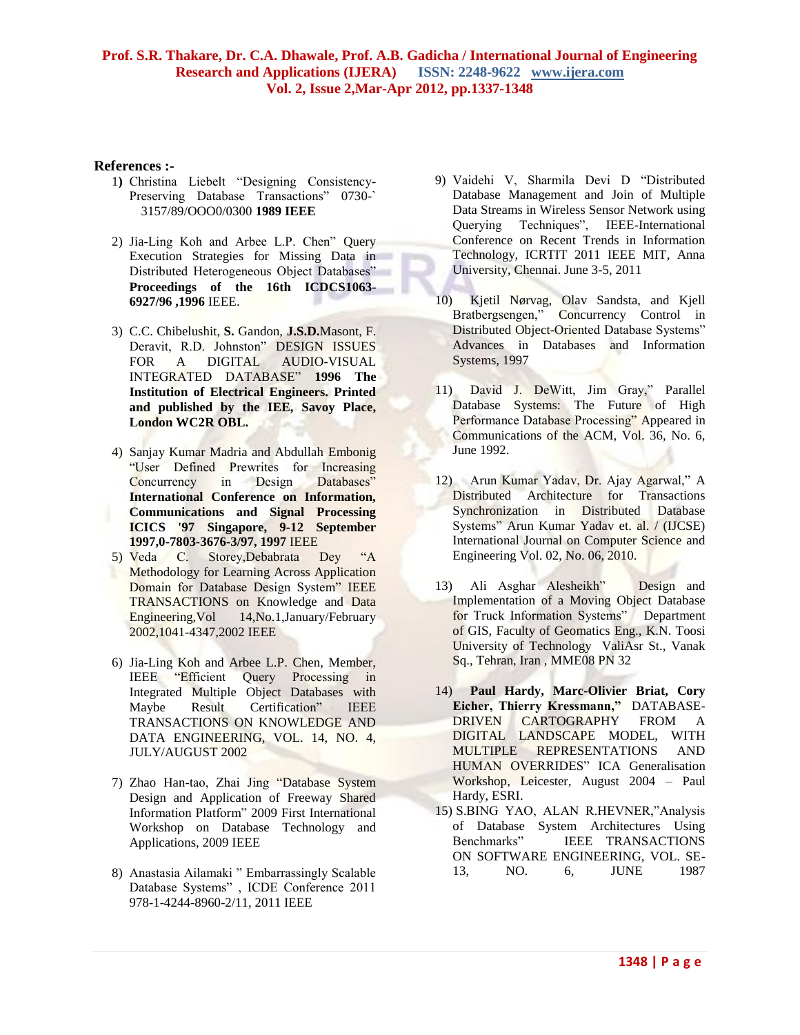**References :-**

1) Christina Liebelt "Designing Consistency-Preserving Database Transactions" 0730-` 3157/89/OOO0/0300 **1989 IEEE**

2) Jia-Ling Koh and Arbee L.P. Chen" Query Execution Strategies for Missing Data in Distributed Heterogeneous Object Databases" **Proceedings of the 16th ICDCS1063-6927/96 ,1996** IEEE.

3) C.C. Chibelushit, **S.** Gandon, **J.S.D.**Masont, F. Deravit, R.D. Johnston" DESIGN ISSUES FOR A DIGITAL AUDIO-VISUAL INTEGRATED DATABASE" **1996 The Institution of Electrical Engineers. Printed and published by the IEE, Savoy Place, London WC2R OBL.**

4) Sanjay Kumar Madria and Abdullah Embonig "User Defined Prewrites for Increasing Concurrency in Design Databases" **International Conference on Information, Communications and Signal Processing ICICS '97 Singapore, 9-12 September 1997,0-7803-3676-3/97, 1997** IEEE

5) Veda C. Storey,Debabrata Dey "A Methodology for Learning Across Application Domain for Database Design System" IEEE TRANSACTIONS on Knowledge and Data Engineering,Vol 14,No.1,January/February 2002,1041-4347,2002 IEEE

6) Jia-Ling Koh and Arbee L.P. Chen, Member, IEEE "Efficient Query Processing in Integrated Multiple Object Databases with Maybe Result Certification" IEEE TRANSACTIONS ON KNOWLEDGE AND DATA ENGINEERING, VOL. 14, NO. 4, JULY/AUGUST 2002

7) Zhao Han-tao, Zhai Jing "Database System Design and Application of Freeway Shared Information Platform" 2009 First International Workshop on Database Technology and Applications, 2009 IEEE

8) Anastasia Ailamaki " Embarrassingly Scalable Database Systems" , ICDE Conference 2011 978-1-4244-8960-2/11, 2011 IEEE

9) Vaidehi V, Sharmila Devi D "Distributed Database Management and Join of Multiple Data Streams in Wireless Sensor Network using Querying Techniques", IEEE-International Conference on Recent Trends in Information Technology, ICRTIT 2011 IEEE MIT, Anna University, Chennai. June 3-5, 2011

10) Kjetil Nørvag, Olav Sandsta, and Kjell Bratbergsengen," Concurrency Control in Distributed Object-Oriented Database Systems" Advances in Databases and Information Systems, 1997

11) David J. DeWitt, Jim Gray," Parallel Database Systems: The Future of High Performance Database Processing" Appeared in Communications of the ACM, Vol. 36, No. 6, June 1992.

12) Arun Kumar Yadav, Dr. Ajay Agarwal," A Distributed Architecture for Transactions Synchronization in Distributed Database Systems" Arun Kumar Yadav et. al. / (IJCSE) International Journal on Computer Science and Engineering Vol. 02, No. 06, 2010.

13) Ali Asghar Alesheikh" Design and Implementation of a Moving Object Database for Truck Information Systems" Department of GIS, Faculty of Geomatics Eng., K.N. Toosi University of Technology ValiAsr St., Vanak Sq., Tehran, Iran , MME08 PN 32

14) **Paul Hardy, Marc-Olivier Briat, Cory Eicher, Thierry Kressmann,"** DATABASE-DRIVEN CARTOGRAPHY FROM A DIGITAL LANDSCAPE MODEL, WITH MULTIPLE REPRESENTATIONS AND HUMAN OVERRIDES" ICA Generalisation Workshop, Leicester, August 2004 – Paul Hardy, ESRI.

15) S.BING YAO, ALAN R.HEVNER,"Analysis of Database System Architectures Using Benchmarks" IEEE TRANSACTIONS ON SOFTWARE ENGINEERING, VOL. SE-13, NO. 6, JUNE 1987